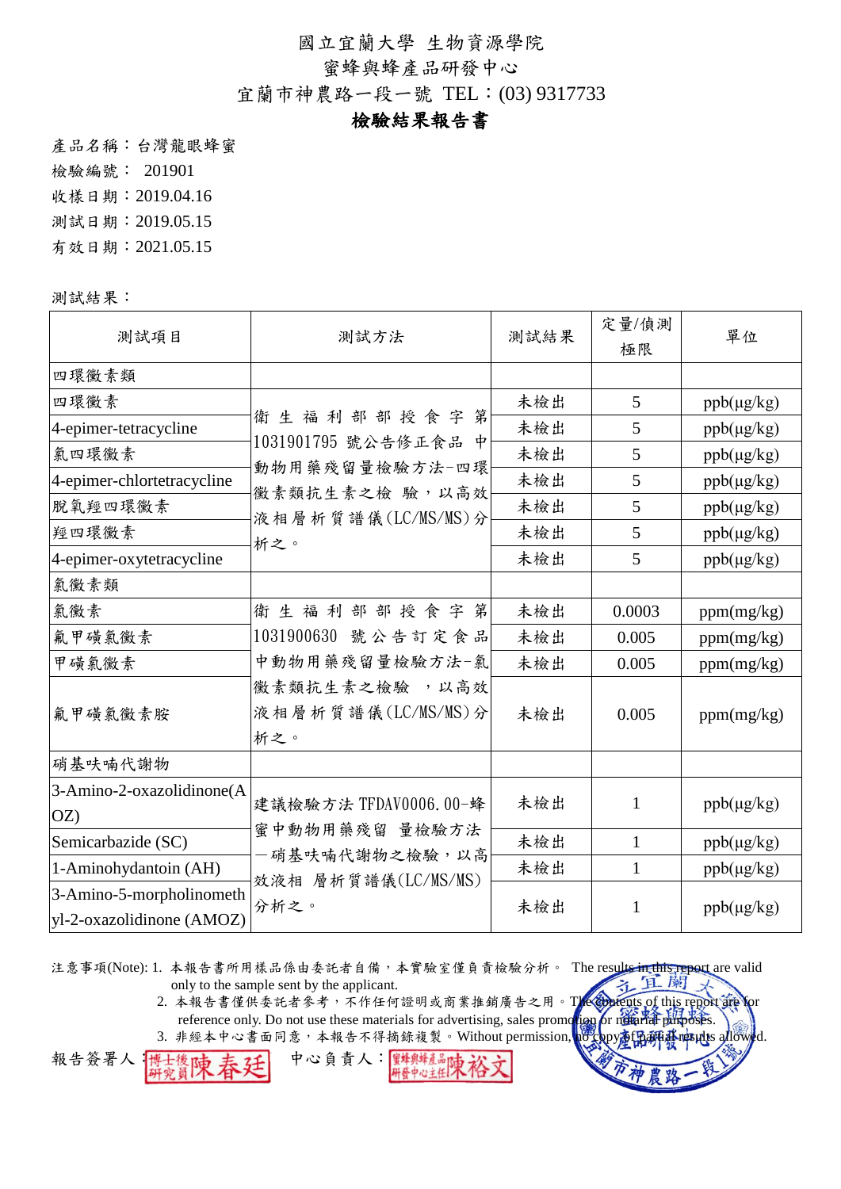# 國立宜蘭大學 生物資源學院

## 蜜蜂與蜂產品研發中心

宜蘭市神農路一段一號 TEL：(03) 9317733

## **檢驗結果報告書**

產品名稱：台灣龍眼蜂蜜

檢驗編號： 201901

收樣日期：2019.04.16

測試日期：2019.05.15

有效日期：2021.05.15

測試結果：

| 測試項目 | 測試方法 | 測試結果 | 定量/偵測極限 | 單位 |
|---|---|---|---|---|
| 四環黴素類 | | | | |
| 四環黴素 | 衛生福利部部授食字第1031901795號公告修正食品中動物用藥殘留量檢驗方法-四環黴素類抗生素之檢驗，以高效液相層析質譜儀(LC/MS/MS)分析之。 | 未檢出 | 5 | ppb(μg/kg) |
| 4-epimer-tetracycline | | 未檢出 | 5 | ppb(μg/kg) |
| 氯四環黴素 | | 未檢出 | 5 | ppb(μg/kg) |
| 4-epimer-chlortetracycline | | 未檢出 | 5 | ppb(μg/kg) |
| 脫氧羥四環黴素 | | 未檢出 | 5 | ppb(μg/kg) |
| 羥四環黴素 | | 未檢出 | 5 | ppb(μg/kg) |
| 4-epimer-oxytetracycline | | 未檢出 | 5 | ppb(μg/kg) |
| 氯黴素類 | | | | |
| 氯黴素 | 衛生福利部部授食字第1031900630號公告訂定食品中動物用藥殘留量檢驗方法-氯黴素類抗生素之檢驗，以高效液相層析質譜儀(LC/MS/MS)分析之。 | 未檢出 | 0.0003 | ppm(mg/kg) |
| 氟甲磺氯黴素 | | 未檢出 | 0.005 | ppm(mg/kg) |
| 甲磺氯黴素 | | 未檢出 | 0.005 | ppm(mg/kg) |
| 氟甲磺氯黴素胺 | | 未檢出 | 0.005 | ppm(mg/kg) |
| 硝基呋喃代謝物 | | | | |
| 3-Amino-2-oxazolidinone(AOZ) | 建議檢驗方法TFDAV0006.00-蜂蜜中動物用藥殘留量檢驗方法-硝基呋喃代謝物之檢驗，以高效液相層析質譜儀(LC/MS/MS)分析之。 | 未檢出 | 1 | ppb(μg/kg) |
| Semicarbazide (SC) | | 未檢出 | 1 | ppb(μg/kg) |
| 1-Aminohydantoin (AH) | | 未檢出 | 1 | ppb(μg/kg) |
| 3-Amino-5-morpholinomethyl-2-oxazolidinone (AMOZ) | | 未檢出 | 1 | ppb(μg/kg) |

注意事項(Note): 1. 本報告書所用樣品係由委託者自備，本實驗室僅負責檢驗分析。 The results in this report are valid only to the sample sent by the applicant.

2. 本報告書僅供委託者參考，不作任何證明或商業推銷廣告之用。The contents of this report are for reference only. Do not use these materials for advertising, sales promotion or notarial purposes.

3. 非經本中心書面同意，本報告不得摘錄複製。Without permission, no copy of partial results allowed.

報告簽署人：博士後研究員 陳春廷　　中心負責人：蜜蜂與蜂產品研發中心主任 陳裕文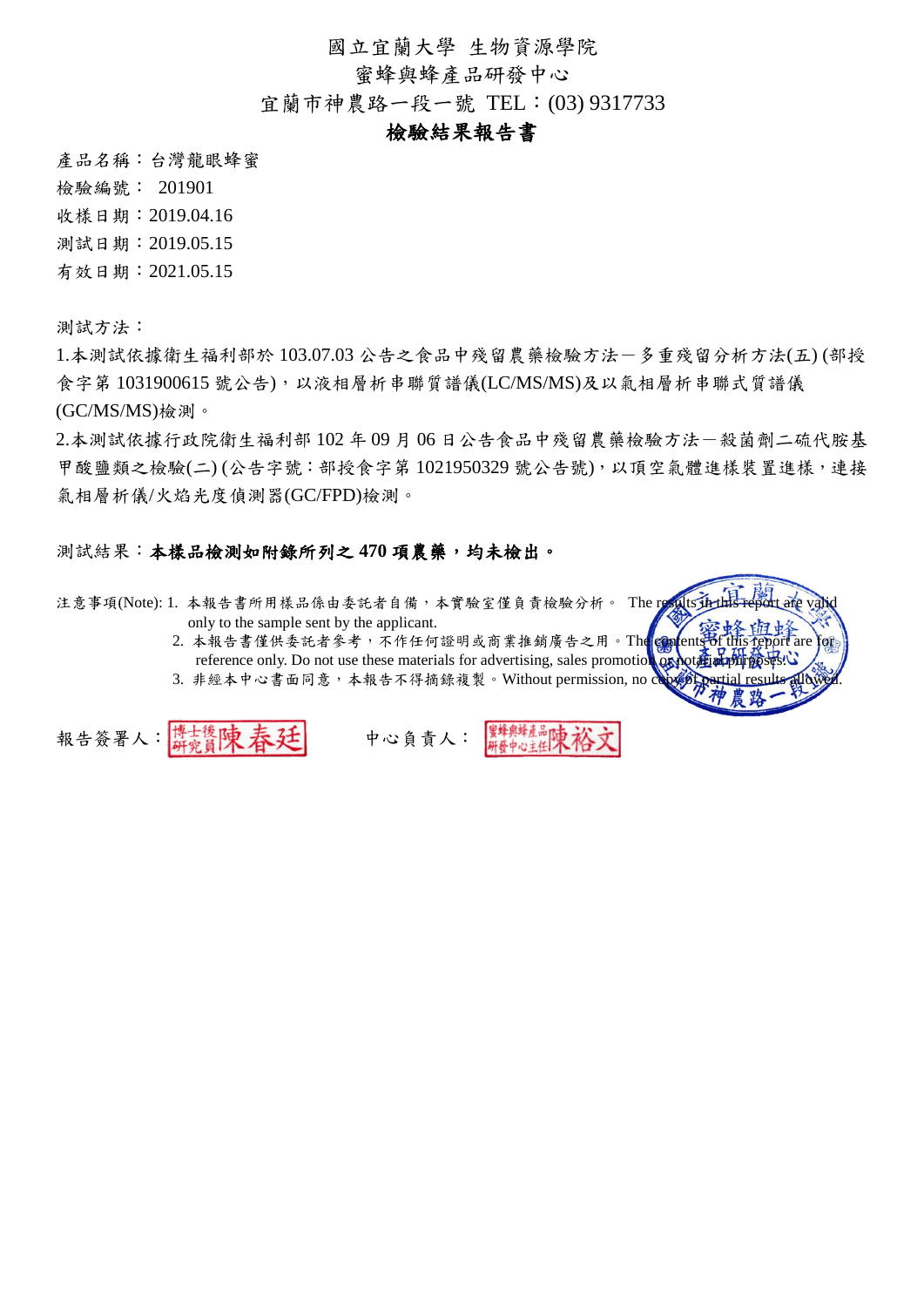國立宜蘭大學 生物資源學院

蜜蜂與蜂產品研發中心

宜蘭市神農路一段一號 TEL：(03) 9317733

## 檢驗結果報告書

產品名稱：台灣龍眼蜂蜜

檢驗編號： 201901

收樣日期：2019.04.16

測試日期：2019.05.15

有效日期：2021.05.15

測試方法：

1.本測試依據衛生福利部於 103.07.03 公告之食品中殘留農藥檢驗方法－多重殘留分析方法(五) (部授食字第 1031900615 號公告)，以液相層析串聯質譜儀(LC/MS/MS)及以氣相層析串聯式質譜儀(GC/MS/MS)檢測。

2.本測試依據行政院衛生福利部 102 年 09 月 06 日公告食品中殘留農藥檢驗方法－殺菌劑二硫代胺基甲酸鹽類之檢驗(二) (公告字號：部授食字第 1021950329 號公告號)，以頂空氣體進樣裝置進樣，連接氣相層析儀/火焰光度偵測器(GC/FPD)檢測。

測試結果：**本樣品檢測如附錄所列之 470 項農藥，均未檢出。**

注意事項(Note): 1. 本報告書所用樣品係由委託者自備，本實驗室僅負責檢驗分析。 The results in this report are valid only to the sample sent by the applicant.

2. 本報告書僅供委託者參考，不作任何證明或商業推銷廣告之用。The contents of this report are for reference only. Do not use these materials for advertising, sales promotion or notarial purposes.

3. 非經本中心書面同意，本報告不得摘錄複製。Without permission, no copy of partial results allowed.

報告簽署人：博士後研究員 陳春廷　　中心負責人：蜜蜂與蜂產品研發中心主任 陳裕文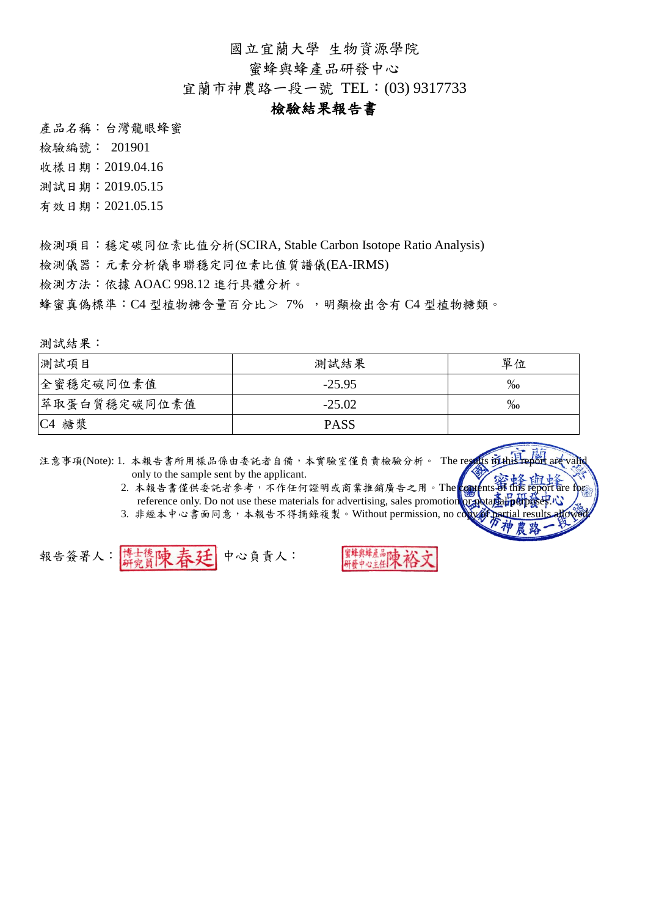國立宜蘭大學 生物資源學院

蜜蜂與蜂產品研發中心

宜蘭市神農路一段一號 TEL：(03) 9317733

# 檢驗結果報告書

產品名稱：台灣龍眼蜂蜜

檢驗編號： 201901

收樣日期：2019.04.16

測試日期：2019.05.15

有效日期：2021.05.15

檢測項目：穩定碳同位素比值分析(SCIRA, Stable Carbon Isotope Ratio Analysis)

檢測儀器：元素分析儀串聯穩定同位素比值質譜儀(EA-IRMS)

檢測方法：依據 AOAC 998.12 進行具體分析。

蜂蜜真偽標準：C4 型植物糖含量百分比＞ 7% ，明顯檢出含有 C4 型植物糖類。

測試結果：

| 測試項目 | 測試結果 | 單位 |
|---|---|---|
| 全蜜穩定碳同位素值 | -25.95 | ‰ |
| 萃取蛋白質穩定碳同位素值 | -25.02 | ‰ |
| C4 糖漿 | PASS | |

注意事項(Note): 1. 本報告書所用樣品係由委託者自備，本實驗室僅負責檢驗分析。 The results in this report are valid only to the sample sent by the applicant.

2. 本報告書僅供委託者參考，不作任何證明或商業推銷廣告之用。The contents of this report are for reference only. Do not use these materials for advertising, sales promotion or notarial purposes.

3. 非經本中心書面同意，本報告不得摘錄複製。Without permission, no copy of partial results allowed.

報告簽署人：博士後研究員 陳春廷　中心負責人：蜜蜂與蜂產品研發中心主任 陳裕文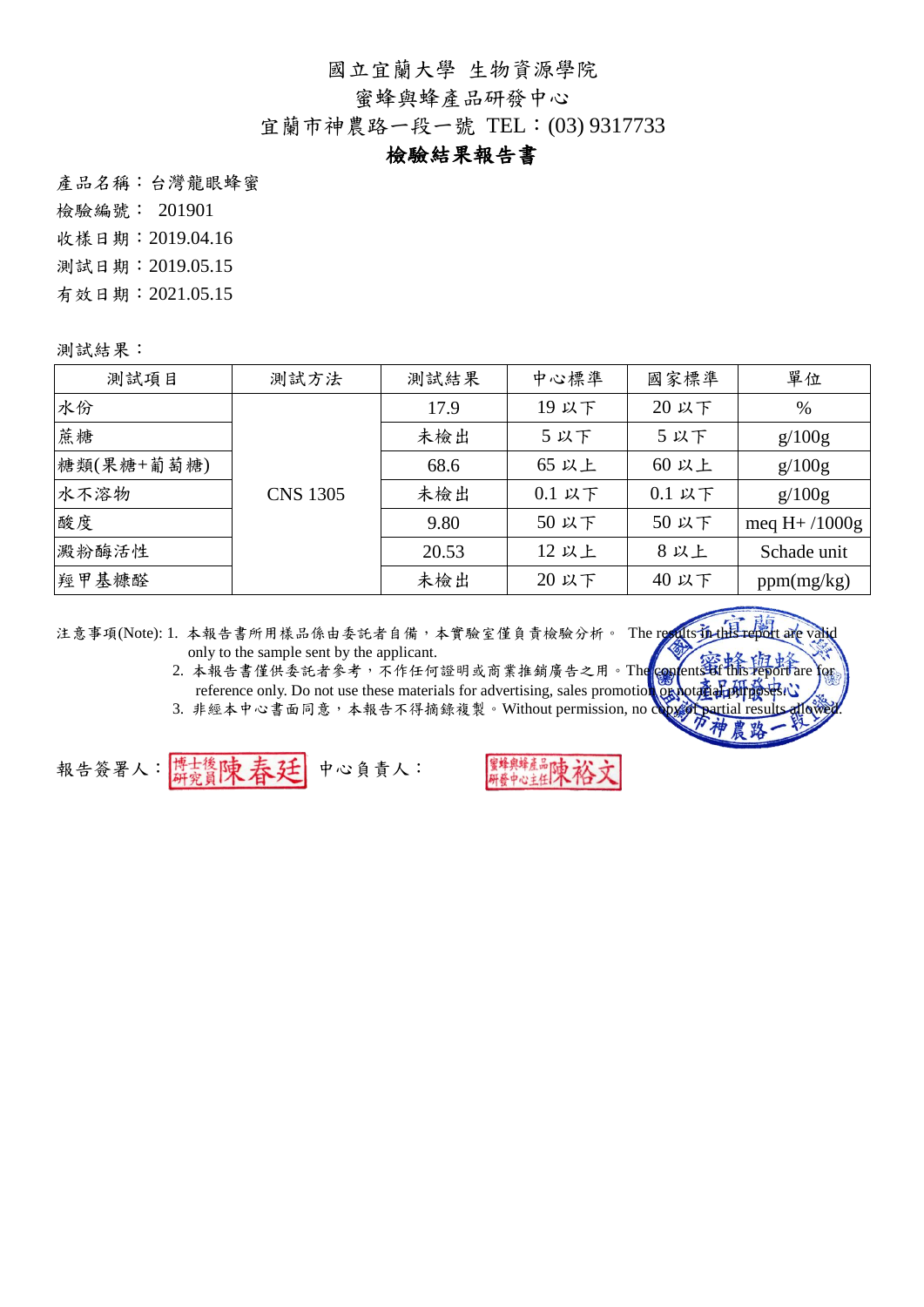# 國立宜蘭大學 生物資源學院

## 蜜蜂與蜂產品研發中心

宜蘭市神農路一段一號 TEL：(03) 9317733

## 檢驗結果報告書

產品名稱：台灣龍眼蜂蜜

檢驗編號： 201901

收樣日期：2019.04.16

測試日期：2019.05.15

有效日期：2021.05.15

測試結果：

| 測試項目 | 測試方法 | 測試結果 | 中心標準 | 國家標準 | 單位 |
|---|---|---|---|---|---|
| 水份 | CNS 1305 | 17.9 | 19 以下 | 20 以下 | % |
| 蔗糖 | | 未檢出 | 5 以下 | 5 以下 | g/100g |
| 糖類(果糖+葡萄糖) | | 68.6 | 65 以上 | 60 以上 | g/100g |
| 水不溶物 | | 未檢出 | 0.1 以下 | 0.1 以下 | g/100g |
| 酸度 | | 9.80 | 50 以下 | 50 以下 | meq H+ /1000g |
| 澱粉酶活性 | | 20.53 | 12 以上 | 8 以上 | Schade unit |
| 羥甲基糠醛 | | 未檢出 | 20 以下 | 40 以下 | ppm(mg/kg) |

注意事項(Note): 1. 本報告書所用樣品係由委託者自備，本實驗室僅負責檢驗分析。 The results in this report are valid only to the sample sent by the applicant.

2. 本報告書僅供委託者參考，不作任何證明或商業推銷廣告之用。The contents of this report are for reference only. Do not use these materials for advertising, sales promotion or notarial purposes.

3. 非經本中心書面同意，本報告不得摘錄複製。Without permission, no copy of partial results allowed.

報告簽署人：博士後研究員陳春廷 中心負責人：蜜蜂與蜂產品研發中心主任陳裕文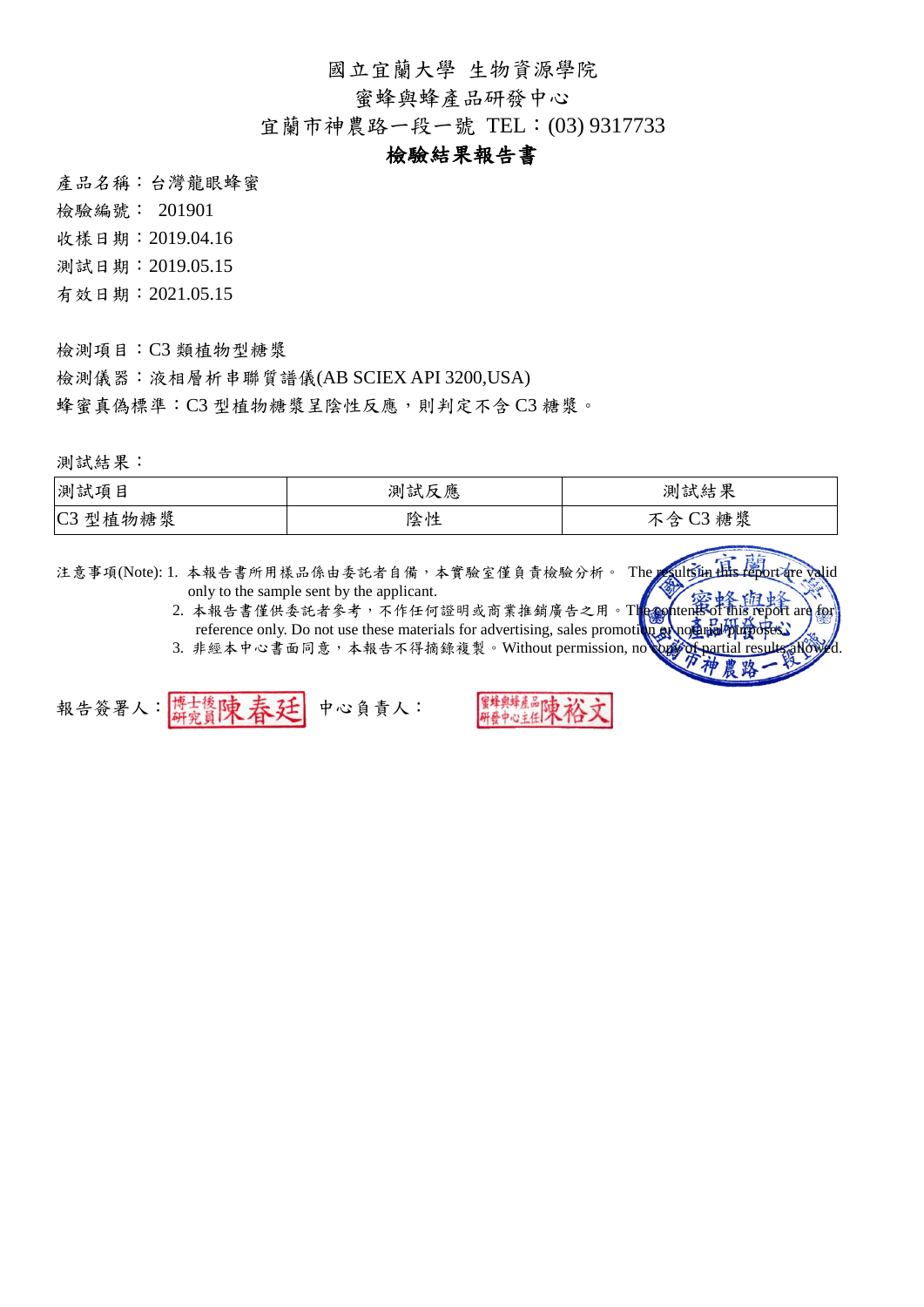國立宜蘭大學 生物資源學院

蜜蜂與蜂產品研發中心

宜蘭市神農路一段一號 TEL：(03) 9317733

# 檢驗結果報告書

產品名稱：台灣龍眼蜂蜜

檢驗編號： 201901

收樣日期：2019.04.16

測試日期：2019.05.15

有效日期：2021.05.15

檢測項目：C3 類植物型糖漿

檢測儀器：液相層析串聯質譜儀(AB SCIEX API 3200,USA)

蜂蜜真偽標準：C3 型植物糖漿呈陰性反應，則判定不含 C3 糖漿。

測試結果：

| 測試項目 | 測試反應 | 測試結果 |
| --- | --- | --- |
| C3 型植物糖漿 | 陰性 | 不含 C3 糖漿 |

注意事項(Note): 1. 本報告書所用樣品係由委託者自備，本實驗室僅負責檢驗分析。 The results in this report are valid only to the sample sent by the applicant.

2. 本報告書僅供委託者參考，不作任何證明或商業推銷廣告之用。The contents of this report are for reference only. Do not use these materials for advertising, sales promotion or notarial purposes.

3. 非經本中心書面同意，本報告不得摘錄複製。Without permission, no copy of partial results allowed.

報告簽署人：博士後研究員 陳春廷 中心負責人： 蜜蜂與蜂產品研發中心主任 陳裕文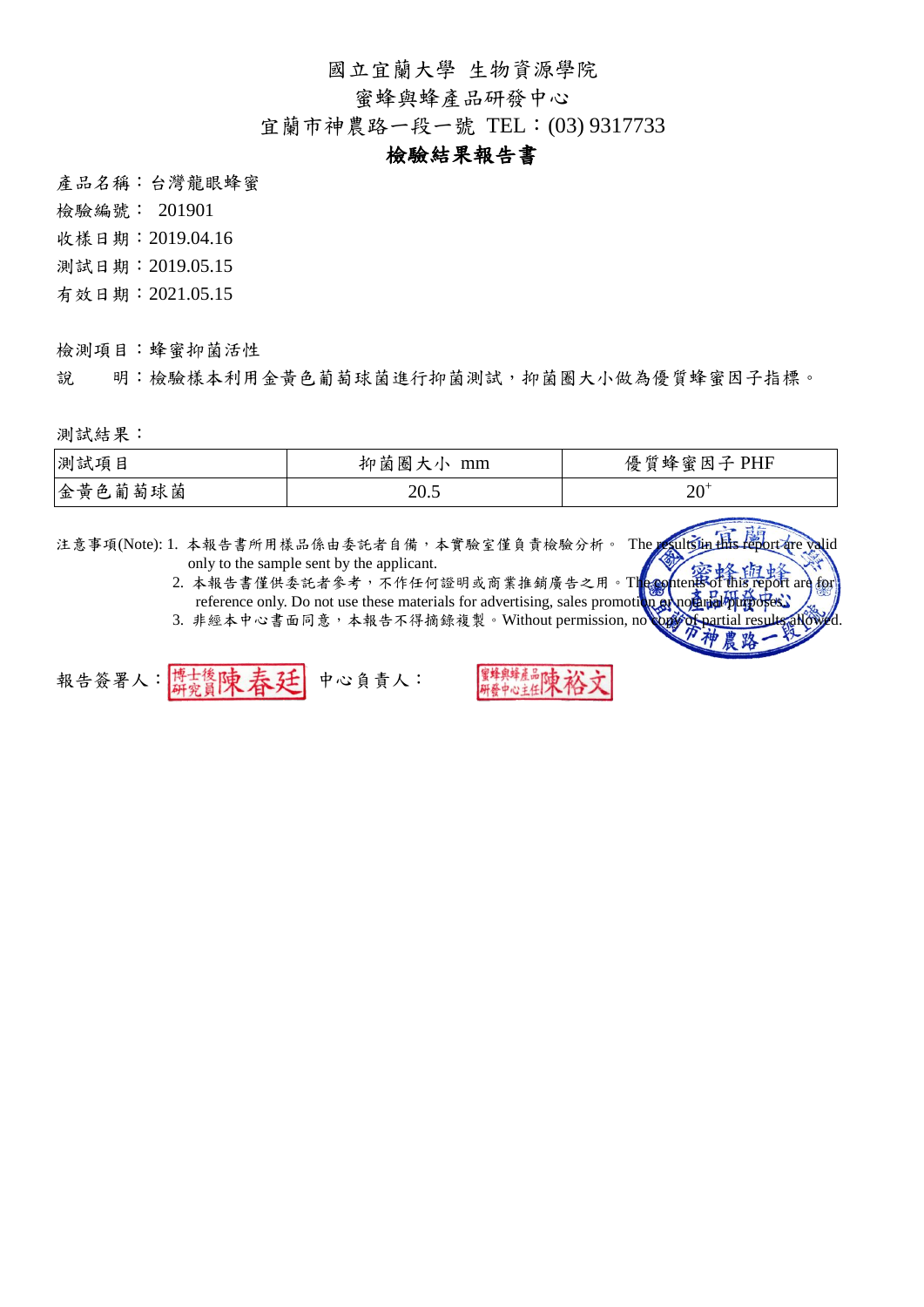# 國立宜蘭大學 生物資源學院

## 蜜蜂與蜂產品研發中心

宜蘭市神農路一段一號 TEL：(03) 9317733

## 檢驗結果報告書

產品名稱：台灣龍眼蜂蜜

檢驗編號： 201901

收樣日期：2019.04.16

測試日期：2019.05.15

有效日期：2021.05.15

檢測項目：蜂蜜抑菌活性

說　　明：檢驗樣本利用金黃色葡萄球菌進行抑菌測試，抑菌圈大小做為優質蜂蜜因子指標。

測試結果：

| 測試項目 | 抑菌圈大小 mm | 優質蜂蜜因子 PHF |
|---|---|---|
| 金黃色葡萄球菌 | 20.5 | $20^{+}$ |

注意事項(Note): 1. 本報告書所用樣品係由委託者自備，本實驗室僅負責檢驗分析。 The results in this report are valid only to the sample sent by the applicant.

2. 本報告書僅供委託者參考，不作任何證明或商業推銷廣告之用。The contents of this report are for reference only. Do not use these materials for advertising, sales promotion or notarial purposes.

3. 非經本中心書面同意，本報告不得摘錄複製。Without permission, no copy of partial results allowed.

報告簽署人：博士後研究員 陳春廷　中心負責人：蜜蜂與蜂產品研發中心主任 陳裕文